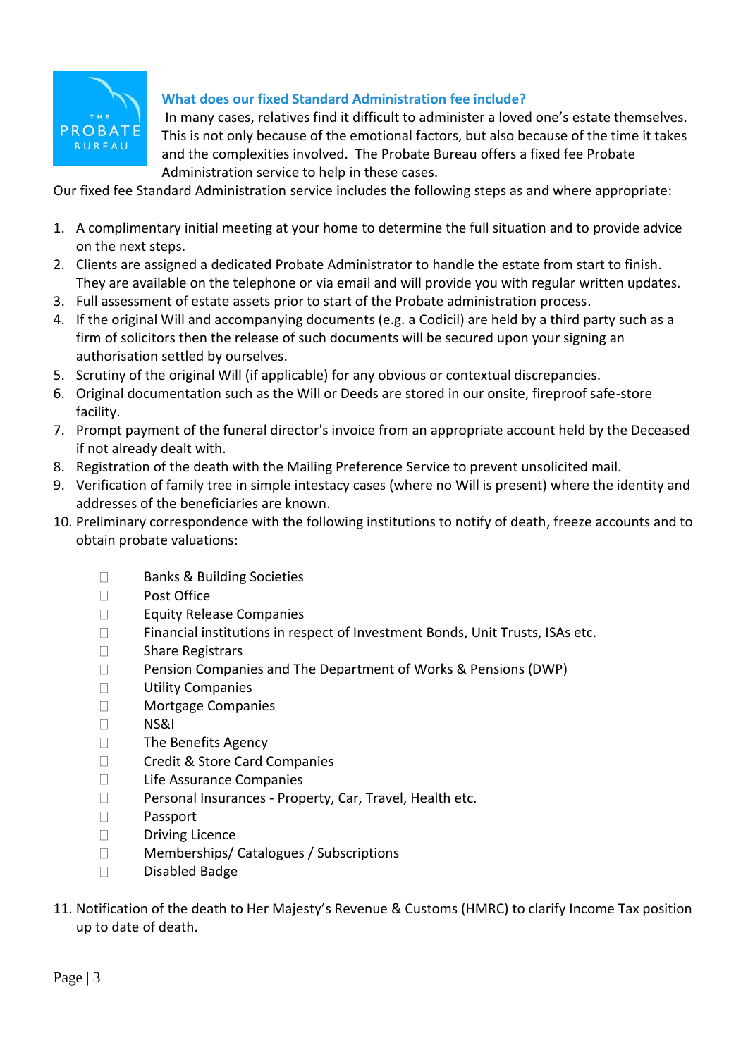## What does our fixed Standard Administration fee include?

In many cases, relatives find it difficult to administer a loved one's estate themselves. This is not only because of the emotional factors, but also because of the time it takes and the complexities involved. The Probate Bureau offers a fixed fee Probate Administration service to help in these cases.

Our fixed fee Standard Administration service includes the following steps as and where appropriate:

1. A complimentary initial meeting at your home to determine the full situation and to provide advice on the next steps.
2. Clients are assigned a dedicated Probate Administrator to handle the estate from start to finish. They are available on the telephone or via email and will provide you with regular written updates.
3. Full assessment of estate assets prior to start of the Probate administration process.
4. If the original Will and accompanying documents (e.g. a Codicil) are held by a third party such as a firm of solicitors then the release of such documents will be secured upon your signing an authorisation settled by ourselves.
5. Scrutiny of the original Will (if applicable) for any obvious or contextual discrepancies.
6. Original documentation such as the Will or Deeds are stored in our onsite, fireproof safe-store facility.
7. Prompt payment of the funeral director's invoice from an appropriate account held by the Deceased if not already dealt with.
8. Registration of the death with the Mailing Preference Service to prevent unsolicited mail.
9. Verification of family tree in simple intestacy cases (where no Will is present) where the identity and addresses of the beneficiaries are known.
10. Preliminary correspondence with the following institutions to notify of death, freeze accounts and to obtain probate valuations:
    - Banks & Building Societies
    - Post Office
    - Equity Release Companies
    - Financial institutions in respect of Investment Bonds, Unit Trusts, ISAs etc.
    - Share Registrars
    - Pension Companies and The Department of Works & Pensions (DWP)
    - Utility Companies
    - Mortgage Companies
    - NS&I
    - The Benefits Agency
    - Credit & Store Card Companies
    - Life Assurance Companies
    - Personal Insurances - Property, Car, Travel, Health etc.
    - Passport
    - Driving Licence
    - Memberships/ Catalogues / Subscriptions
    - Disabled Badge
11. Notification of the death to Her Majesty's Revenue & Customs (HMRC) to clarify Income Tax position up to date of death.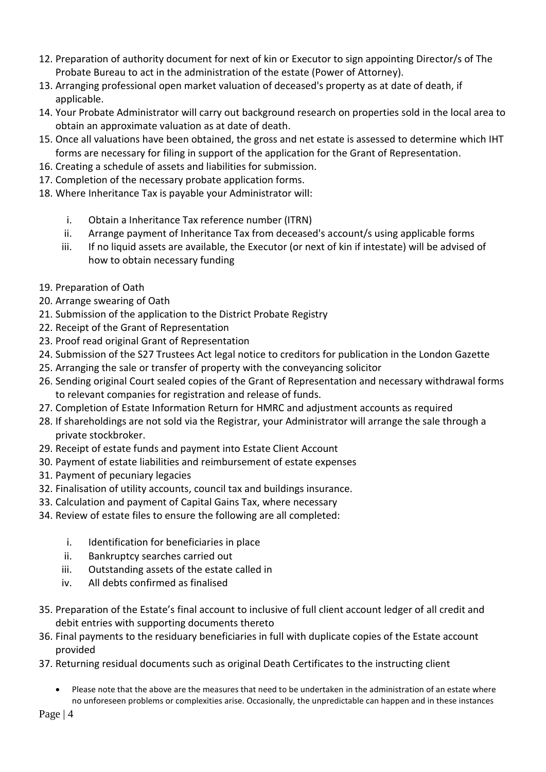12. Preparation of authority document for next of kin or Executor to sign appointing Director/s of The Probate Bureau to act in the administration of the estate (Power of Attorney).
13. Arranging professional open market valuation of deceased's property as at date of death, if applicable.
14. Your Probate Administrator will carry out background research on properties sold in the local area to obtain an approximate valuation as at date of death.
15. Once all valuations have been obtained, the gross and net estate is assessed to determine which IHT forms are necessary for filing in support of the application for the Grant of Representation.
16. Creating a schedule of assets and liabilities for submission.
17. Completion of the necessary probate application forms.
18. Where Inheritance Tax is payable your Administrator will:

    i. Obtain a Inheritance Tax reference number (ITRN)
    ii. Arrange payment of Inheritance Tax from deceased's account/s using applicable forms
    iii. If no liquid assets are available, the Executor (or next of kin if intestate) will be advised of how to obtain necessary funding

19. Preparation of Oath
20. Arrange swearing of Oath
21. Submission of the application to the District Probate Registry
22. Receipt of the Grant of Representation
23. Proof read original Grant of Representation
24. Submission of the S27 Trustees Act legal notice to creditors for publication in the London Gazette
25. Arranging the sale or transfer of property with the conveyancing solicitor
26. Sending original Court sealed copies of the Grant of Representation and necessary withdrawal forms to relevant companies for registration and release of funds.
27. Completion of Estate Information Return for HMRC and adjustment accounts as required
28. If shareholdings are not sold via the Registrar, your Administrator will arrange the sale through a private stockbroker.
29. Receipt of estate funds and payment into Estate Client Account
30. Payment of estate liabilities and reimbursement of estate expenses
31. Payment of pecuniary legacies
32. Finalisation of utility accounts, council tax and buildings insurance.
33. Calculation and payment of Capital Gains Tax, where necessary
34. Review of estate files to ensure the following are all completed:

    i. Identification for beneficiaries in place
    ii. Bankruptcy searches carried out
    iii. Outstanding assets of the estate called in
    iv. All debts confirmed as finalised

35. Preparation of the Estate's final account to inclusive of full client account ledger of all credit and debit entries with supporting documents thereto
36. Final payments to the residuary beneficiaries in full with duplicate copies of the Estate account provided
37. Returning residual documents such as original Death Certificates to the instructing client

- Please note that the above are the measures that need to be undertaken in the administration of an estate where no unforeseen problems or complexities arise. Occasionally, the unpredictable can happen and in these instances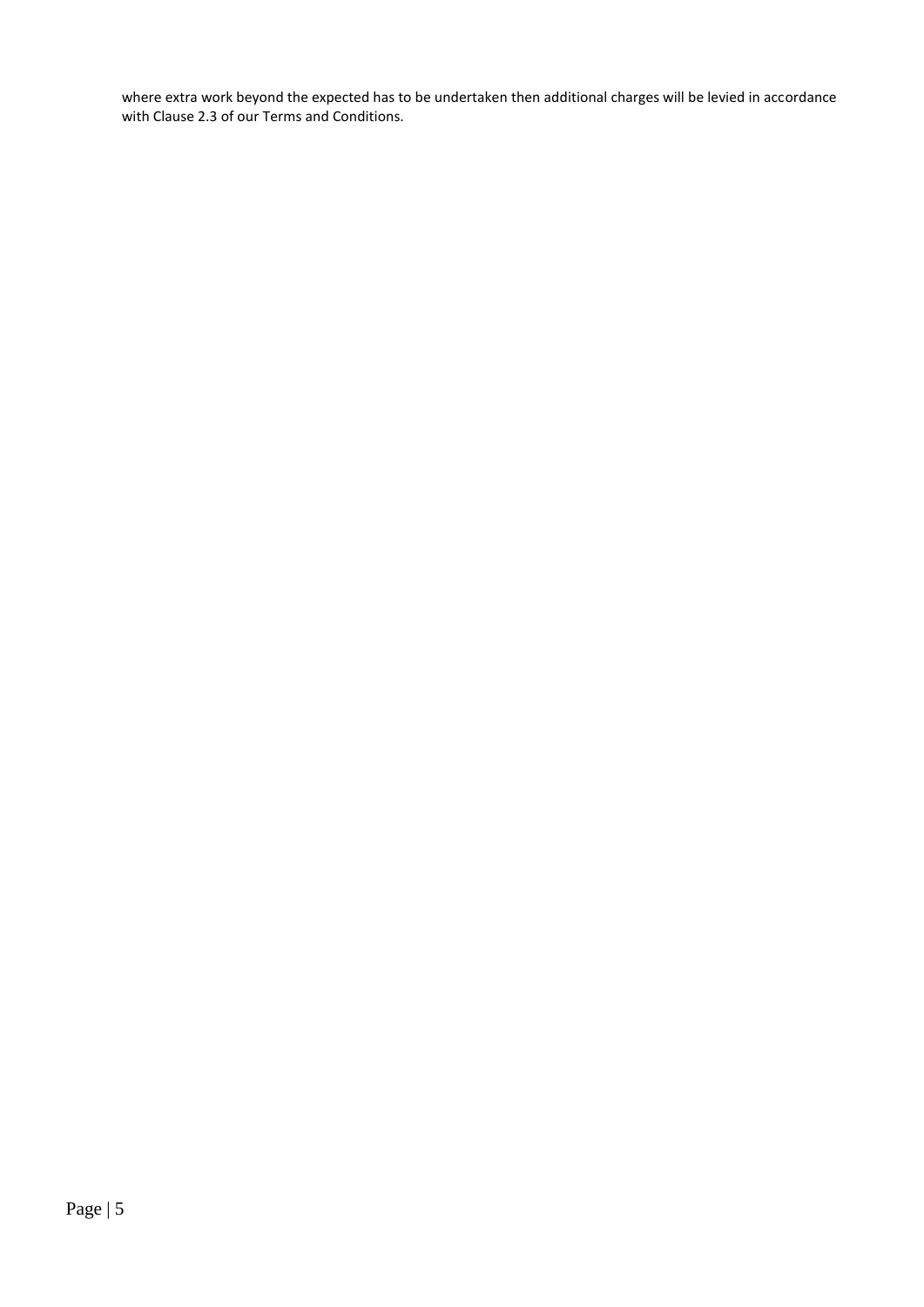where extra work beyond the expected has to be undertaken then additional charges will be levied in accordance with Clause 2.3 of our Terms and Conditions.